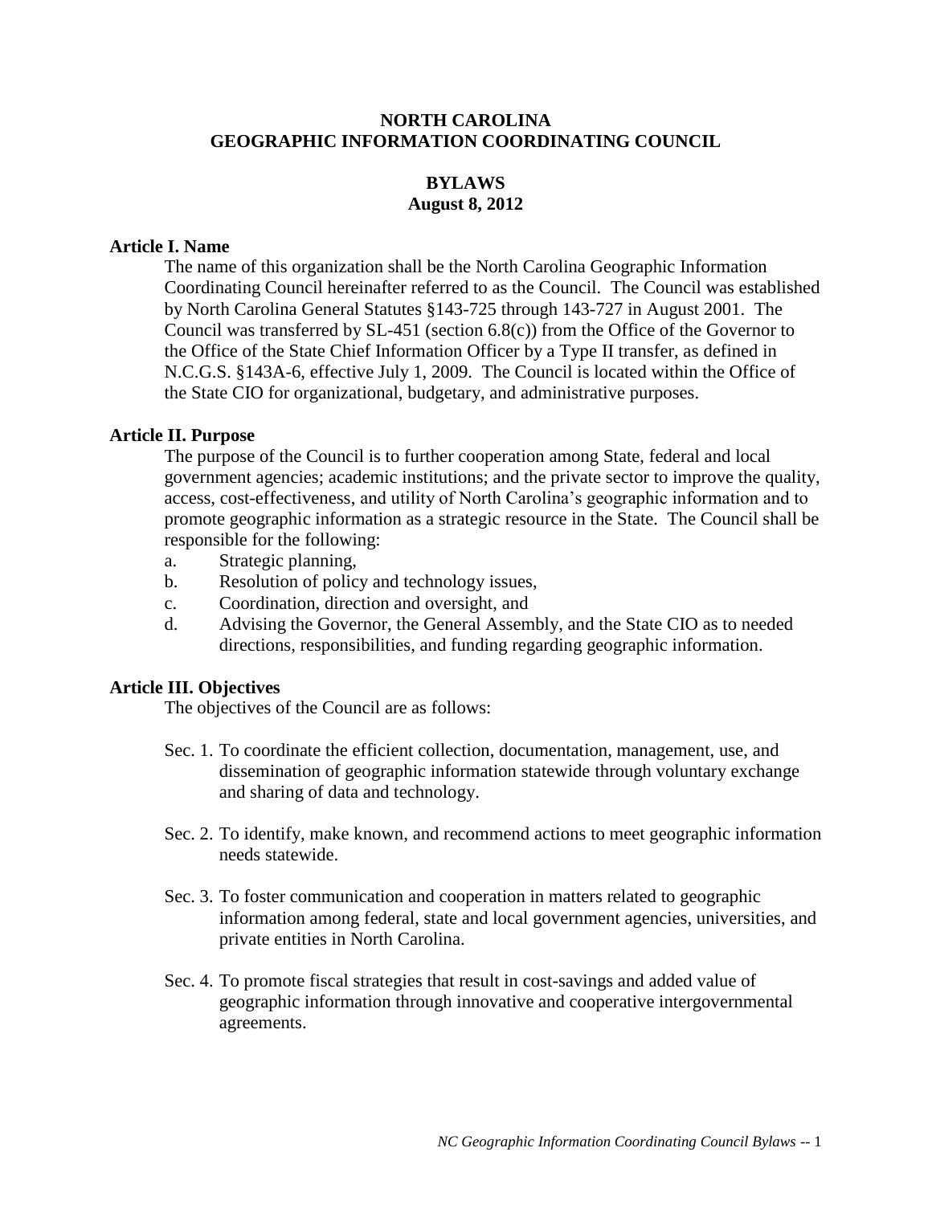# NORTH CAROLINA
# GEOGRAPHIC INFORMATION COORDINATING COUNCIL

## BYLAWS
## August 8, 2012

### Article I. Name

The name of this organization shall be the North Carolina Geographic Information Coordinating Council hereinafter referred to as the Council. The Council was established by North Carolina General Statutes §143-725 through 143-727 in August 2001. The Council was transferred by SL-451 (section 6.8(c)) from the Office of the Governor to the Office of the State Chief Information Officer by a Type II transfer, as defined in N.C.G.S. §143A-6, effective July 1, 2009. The Council is located within the Office of the State CIO for organizational, budgetary, and administrative purposes.

### Article II. Purpose

The purpose of the Council is to further cooperation among State, federal and local government agencies; academic institutions; and the private sector to improve the quality, access, cost-effectiveness, and utility of North Carolina's geographic information and to promote geographic information as a strategic resource in the State. The Council shall be responsible for the following:

a. Strategic planning,
b. Resolution of policy and technology issues,
c. Coordination, direction and oversight, and
d. Advising the Governor, the General Assembly, and the State CIO as to needed directions, responsibilities, and funding regarding geographic information.

### Article III. Objectives

The objectives of the Council are as follows:

Sec. 1. To coordinate the efficient collection, documentation, management, use, and dissemination of geographic information statewide through voluntary exchange and sharing of data and technology.

Sec. 2. To identify, make known, and recommend actions to meet geographic information needs statewide.

Sec. 3. To foster communication and cooperation in matters related to geographic information among federal, state and local government agencies, universities, and private entities in North Carolina.

Sec. 4. To promote fiscal strategies that result in cost-savings and added value of geographic information through innovative and cooperative intergovernmental agreements.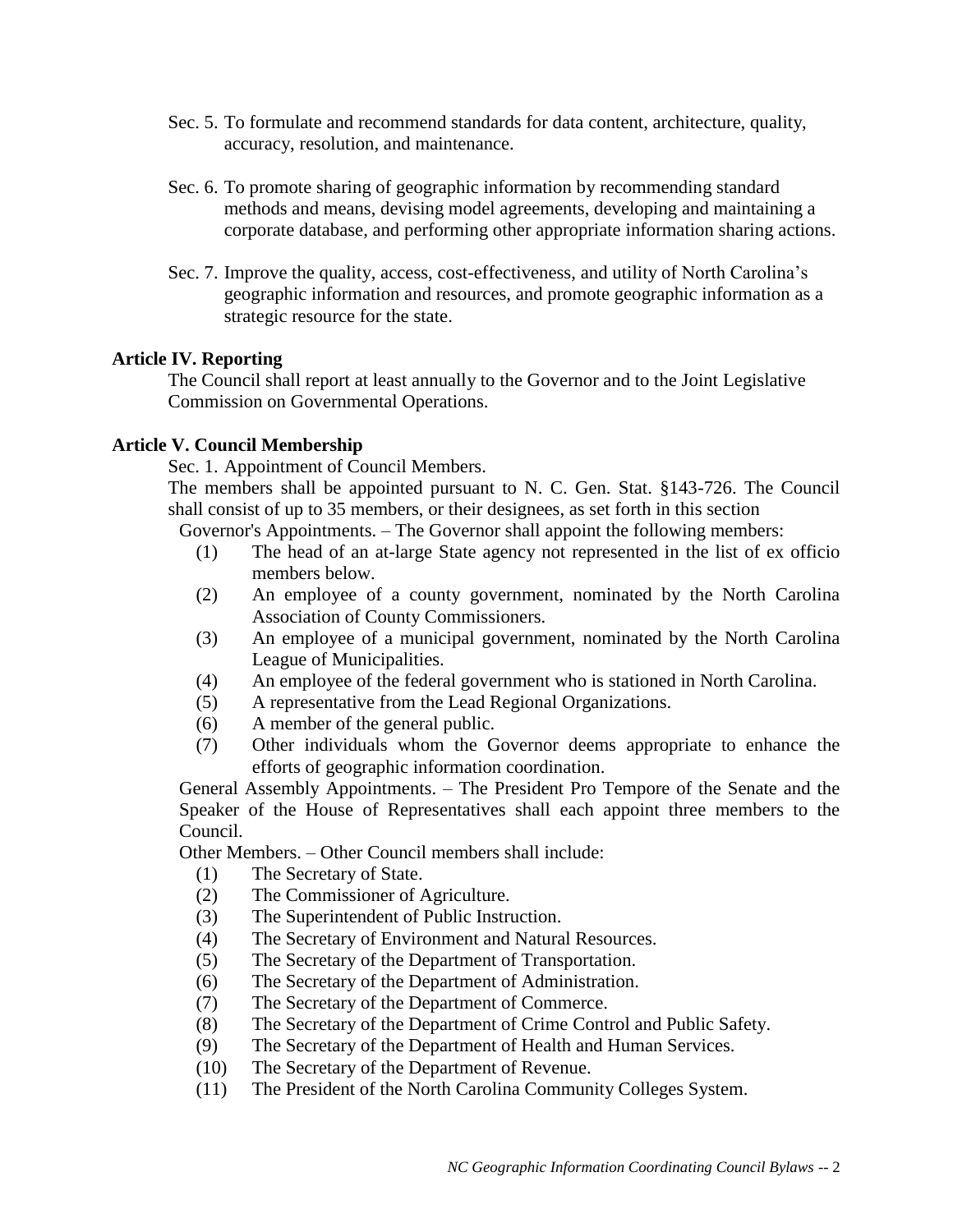Sec. 5. To formulate and recommend standards for data content, architecture, quality, accuracy, resolution, and maintenance.

Sec. 6. To promote sharing of geographic information by recommending standard methods and means, devising model agreements, developing and maintaining a corporate database, and performing other appropriate information sharing actions.

Sec. 7. Improve the quality, access, cost-effectiveness, and utility of North Carolina's geographic information and resources, and promote geographic information as a strategic resource for the state.

**Article IV. Reporting**

The Council shall report at least annually to the Governor and to the Joint Legislative Commission on Governmental Operations.

**Article V. Council Membership**

Sec. 1. Appointment of Council Members.

The members shall be appointed pursuant to N. C. Gen. Stat. §143-726. The Council shall consist of up to 35 members, or their designees, as set forth in this section

Governor's Appointments. – The Governor shall appoint the following members:

(1) The head of an at-large State agency not represented in the list of ex officio members below.
(2) An employee of a county government, nominated by the North Carolina Association of County Commissioners.
(3) An employee of a municipal government, nominated by the North Carolina League of Municipalities.
(4) An employee of the federal government who is stationed in North Carolina.
(5) A representative from the Lead Regional Organizations.
(6) A member of the general public.
(7) Other individuals whom the Governor deems appropriate to enhance the efforts of geographic information coordination.

General Assembly Appointments. – The President Pro Tempore of the Senate and the Speaker of the House of Representatives shall each appoint three members to the Council.

Other Members. – Other Council members shall include:

(1) The Secretary of State.
(2) The Commissioner of Agriculture.
(3) The Superintendent of Public Instruction.
(4) The Secretary of Environment and Natural Resources.
(5) The Secretary of the Department of Transportation.
(6) The Secretary of the Department of Administration.
(7) The Secretary of the Department of Commerce.
(8) The Secretary of the Department of Crime Control and Public Safety.
(9) The Secretary of the Department of Health and Human Services.
(10) The Secretary of the Department of Revenue.
(11) The President of the North Carolina Community Colleges System.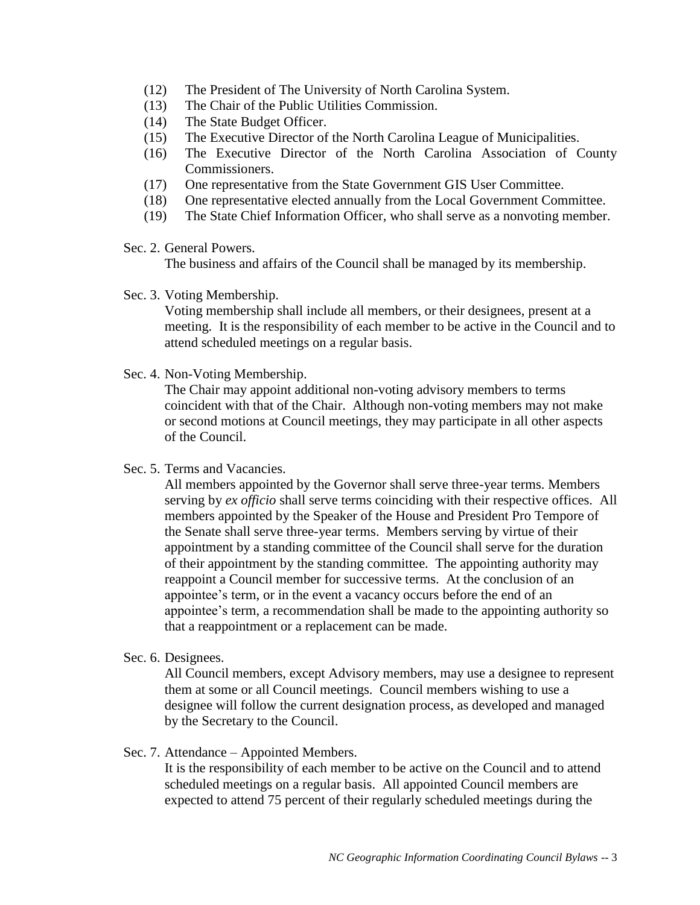(12) The President of The University of North Carolina System.
(13) The Chair of the Public Utilities Commission.
(14) The State Budget Officer.
(15) The Executive Director of the North Carolina League of Municipalities.
(16) The Executive Director of the North Carolina Association of County Commissioners.
(17) One representative from the State Government GIS User Committee.
(18) One representative elected annually from the Local Government Committee.
(19) The State Chief Information Officer, who shall serve as a nonvoting member.

Sec. 2. General Powers.

The business and affairs of the Council shall be managed by its membership.

Sec. 3. Voting Membership.

Voting membership shall include all members, or their designees, present at a meeting. It is the responsibility of each member to be active in the Council and to attend scheduled meetings on a regular basis.

Sec. 4. Non-Voting Membership.

The Chair may appoint additional non-voting advisory members to terms coincident with that of the Chair. Although non-voting members may not make or second motions at Council meetings, they may participate in all other aspects of the Council.

Sec. 5. Terms and Vacancies.

All members appointed by the Governor shall serve three-year terms. Members serving by *ex officio* shall serve terms coinciding with their respective offices. All members appointed by the Speaker of the House and President Pro Tempore of the Senate shall serve three-year terms. Members serving by virtue of their appointment by a standing committee of the Council shall serve for the duration of their appointment by the standing committee. The appointing authority may reappoint a Council member for successive terms. At the conclusion of an appointee's term, or in the event a vacancy occurs before the end of an appointee's term, a recommendation shall be made to the appointing authority so that a reappointment or a replacement can be made.

Sec. 6. Designees.

All Council members, except Advisory members, may use a designee to represent them at some or all Council meetings. Council members wishing to use a designee will follow the current designation process, as developed and managed by the Secretary to the Council.

Sec. 7. Attendance – Appointed Members.

It is the responsibility of each member to be active on the Council and to attend scheduled meetings on a regular basis. All appointed Council members are expected to attend 75 percent of their regularly scheduled meetings during the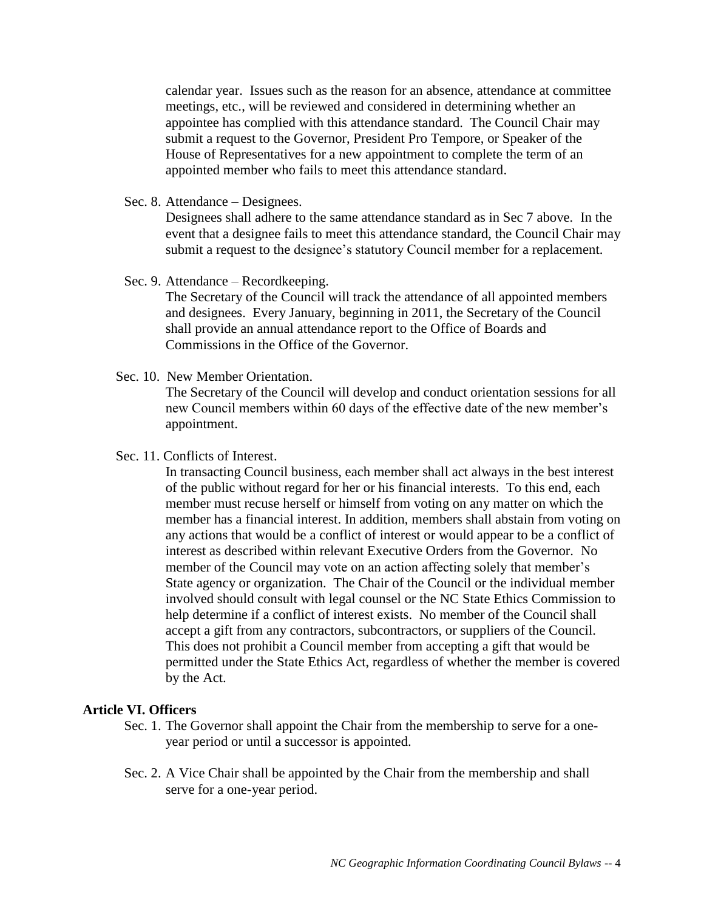calendar year. Issues such as the reason for an absence, attendance at committee meetings, etc., will be reviewed and considered in determining whether an appointee has complied with this attendance standard. The Council Chair may submit a request to the Governor, President Pro Tempore, or Speaker of the House of Representatives for a new appointment to complete the term of an appointed member who fails to meet this attendance standard.

Sec. 8. Attendance – Designees.
Designees shall adhere to the same attendance standard as in Sec 7 above. In the event that a designee fails to meet this attendance standard, the Council Chair may submit a request to the designee's statutory Council member for a replacement.

Sec. 9. Attendance – Recordkeeping.
The Secretary of the Council will track the attendance of all appointed members and designees. Every January, beginning in 2011, the Secretary of the Council shall provide an annual attendance report to the Office of Boards and Commissions in the Office of the Governor.

Sec. 10. New Member Orientation.
The Secretary of the Council will develop and conduct orientation sessions for all new Council members within 60 days of the effective date of the new member's appointment.

Sec. 11. Conflicts of Interest.
In transacting Council business, each member shall act always in the best interest of the public without regard for her or his financial interests. To this end, each member must recuse herself or himself from voting on any matter on which the member has a financial interest. In addition, members shall abstain from voting on any actions that would be a conflict of interest or would appear to be a conflict of interest as described within relevant Executive Orders from the Governor. No member of the Council may vote on an action affecting solely that member's State agency or organization. The Chair of the Council or the individual member involved should consult with legal counsel or the NC State Ethics Commission to help determine if a conflict of interest exists. No member of the Council shall accept a gift from any contractors, subcontractors, or suppliers of the Council. This does not prohibit a Council member from accepting a gift that would be permitted under the State Ethics Act, regardless of whether the member is covered by the Act.

## Article VI. Officers

Sec. 1. The Governor shall appoint the Chair from the membership to serve for a one-year period or until a successor is appointed.

Sec. 2. A Vice Chair shall be appointed by the Chair from the membership and shall serve for a one-year period.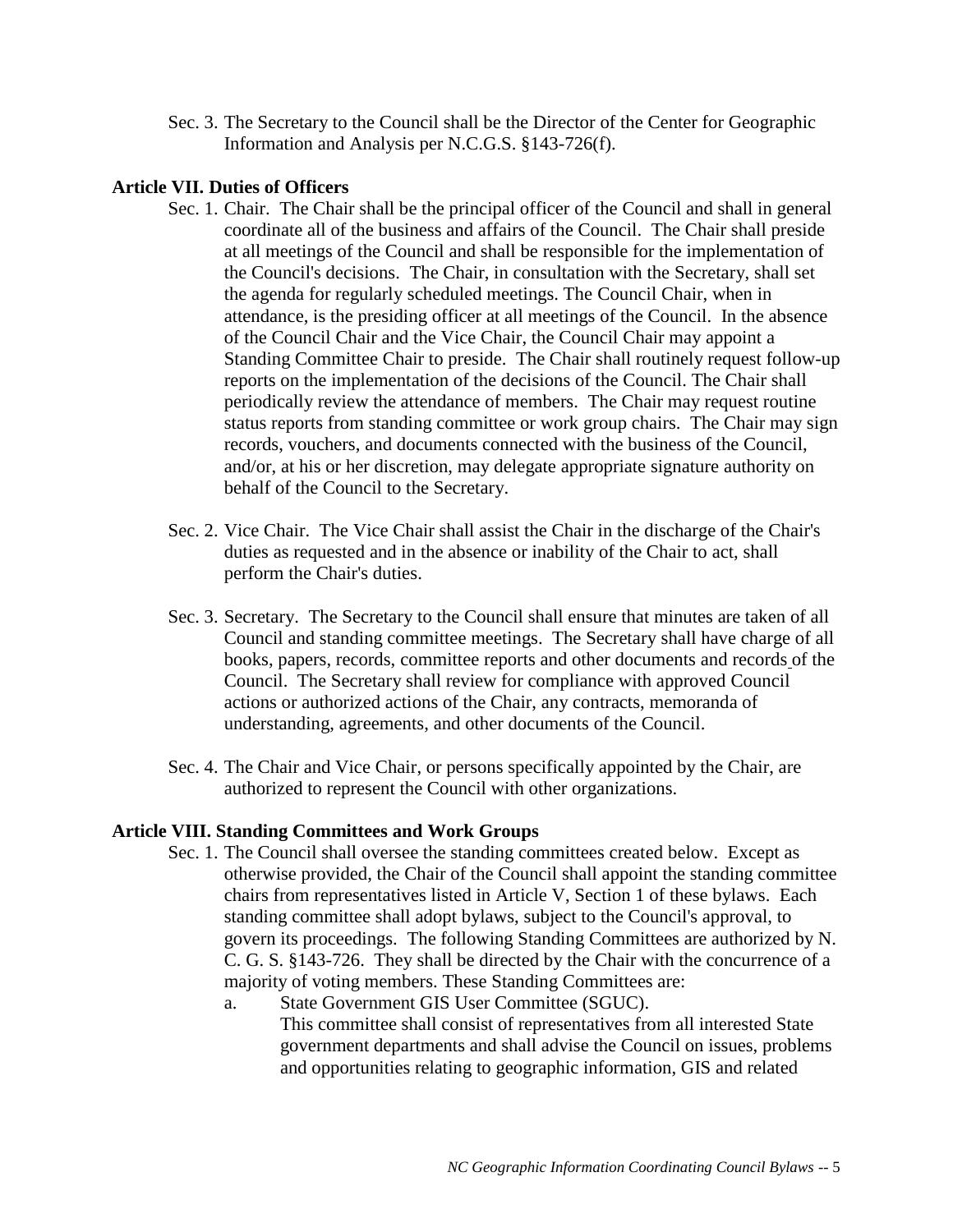Sec. 3. The Secretary to the Council shall be the Director of the Center for Geographic Information and Analysis per N.C.G.S. §143-726(f).

**Article VII. Duties of Officers**

Sec. 1. Chair. The Chair shall be the principal officer of the Council and shall in general coordinate all of the business and affairs of the Council. The Chair shall preside at all meetings of the Council and shall be responsible for the implementation of the Council's decisions. The Chair, in consultation with the Secretary, shall set the agenda for regularly scheduled meetings. The Council Chair, when in attendance, is the presiding officer at all meetings of the Council. In the absence of the Council Chair and the Vice Chair, the Council Chair may appoint a Standing Committee Chair to preside. The Chair shall routinely request follow-up reports on the implementation of the decisions of the Council. The Chair shall periodically review the attendance of members. The Chair may request routine status reports from standing committee or work group chairs. The Chair may sign records, vouchers, and documents connected with the business of the Council, and/or, at his or her discretion, may delegate appropriate signature authority on behalf of the Council to the Secretary.

Sec. 2. Vice Chair. The Vice Chair shall assist the Chair in the discharge of the Chair's duties as requested and in the absence or inability of the Chair to act, shall perform the Chair's duties.

Sec. 3. Secretary. The Secretary to the Council shall ensure that minutes are taken of all Council and standing committee meetings. The Secretary shall have charge of all books, papers, records, committee reports and other documents and records of the Council. The Secretary shall review for compliance with approved Council actions or authorized actions of the Chair, any contracts, memoranda of understanding, agreements, and other documents of the Council.

Sec. 4. The Chair and Vice Chair, or persons specifically appointed by the Chair, are authorized to represent the Council with other organizations.

**Article VIII. Standing Committees and Work Groups**

Sec. 1. The Council shall oversee the standing committees created below. Except as otherwise provided, the Chair of the Council shall appoint the standing committee chairs from representatives listed in Article V, Section 1 of these bylaws. Each standing committee shall adopt bylaws, subject to the Council's approval, to govern its proceedings. The following Standing Committees are authorized by N. C. G. S. §143-726. They shall be directed by the Chair with the concurrence of a majority of voting members. These Standing Committees are:

a. State Government GIS User Committee (SGUC).
This committee shall consist of representatives from all interested State government departments and shall advise the Council on issues, problems and opportunities relating to geographic information, GIS and related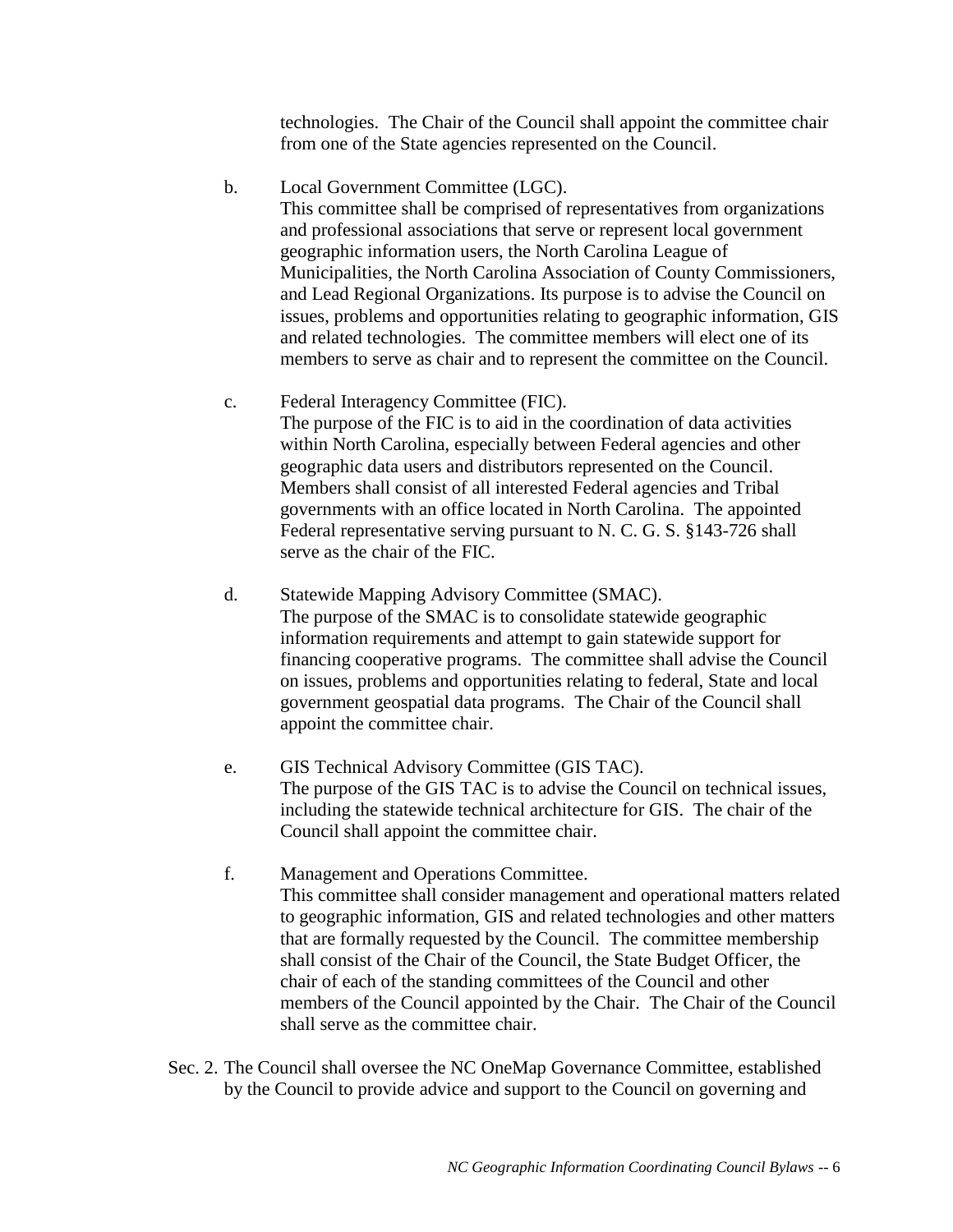technologies. The Chair of the Council shall appoint the committee chair from one of the State agencies represented on the Council.

b. Local Government Committee (LGC).
This committee shall be comprised of representatives from organizations and professional associations that serve or represent local government geographic information users, the North Carolina League of Municipalities, the North Carolina Association of County Commissioners, and Lead Regional Organizations. Its purpose is to advise the Council on issues, problems and opportunities relating to geographic information, GIS and related technologies. The committee members will elect one of its members to serve as chair and to represent the committee on the Council.

c. Federal Interagency Committee (FIC).
The purpose of the FIC is to aid in the coordination of data activities within North Carolina, especially between Federal agencies and other geographic data users and distributors represented on the Council. Members shall consist of all interested Federal agencies and Tribal governments with an office located in North Carolina. The appointed Federal representative serving pursuant to N. C. G. S. §143-726 shall serve as the chair of the FIC.

d. Statewide Mapping Advisory Committee (SMAC).
The purpose of the SMAC is to consolidate statewide geographic information requirements and attempt to gain statewide support for financing cooperative programs. The committee shall advise the Council on issues, problems and opportunities relating to federal, State and local government geospatial data programs. The Chair of the Council shall appoint the committee chair.

e. GIS Technical Advisory Committee (GIS TAC).
The purpose of the GIS TAC is to advise the Council on technical issues, including the statewide technical architecture for GIS. The chair of the Council shall appoint the committee chair.

f. Management and Operations Committee.
This committee shall consider management and operational matters related to geographic information, GIS and related technologies and other matters that are formally requested by the Council. The committee membership shall consist of the Chair of the Council, the State Budget Officer, the chair of each of the standing committees of the Council and other members of the Council appointed by the Chair. The Chair of the Council shall serve as the committee chair.

Sec. 2. The Council shall oversee the NC OneMap Governance Committee, established by the Council to provide advice and support to the Council on governing and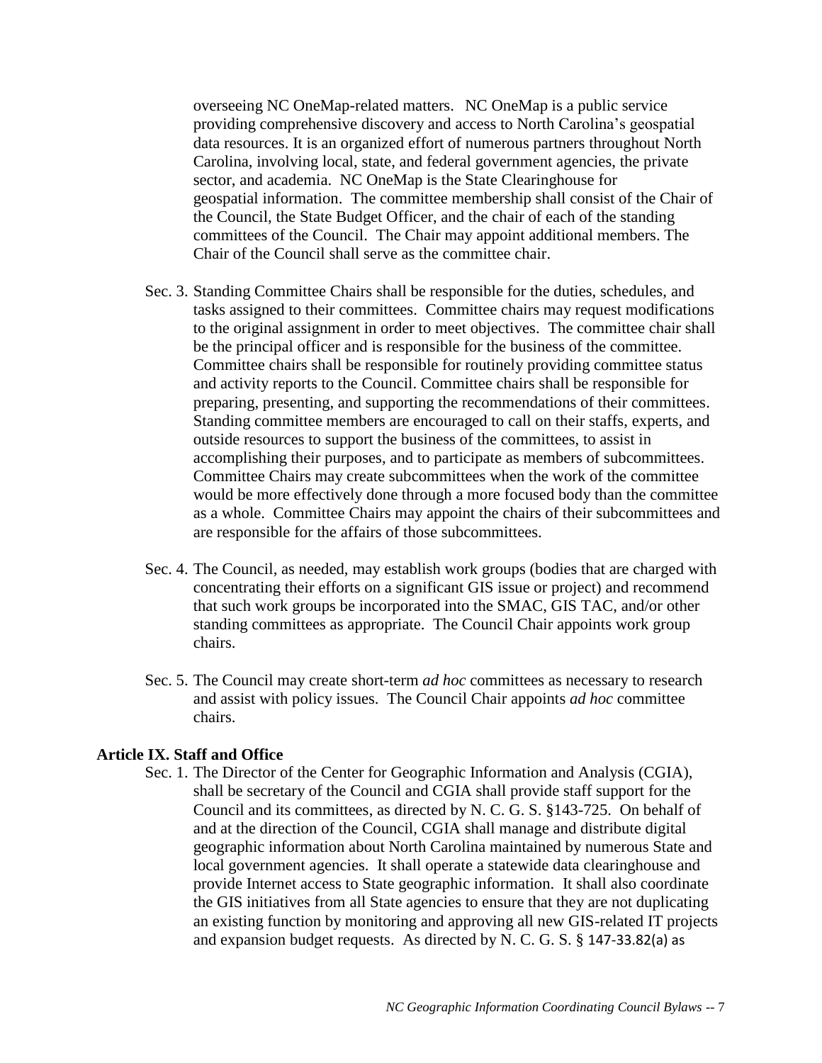overseeing NC OneMap-related matters. NC OneMap is a public service providing comprehensive discovery and access to North Carolina's geospatial data resources. It is an organized effort of numerous partners throughout North Carolina, involving local, state, and federal government agencies, the private sector, and academia. NC OneMap is the State Clearinghouse for geospatial information. The committee membership shall consist of the Chair of the Council, the State Budget Officer, and the chair of each of the standing committees of the Council. The Chair may appoint additional members. The Chair of the Council shall serve as the committee chair.

Sec. 3. Standing Committee Chairs shall be responsible for the duties, schedules, and tasks assigned to their committees. Committee chairs may request modifications to the original assignment in order to meet objectives. The committee chair shall be the principal officer and is responsible for the business of the committee. Committee chairs shall be responsible for routinely providing committee status and activity reports to the Council. Committee chairs shall be responsible for preparing, presenting, and supporting the recommendations of their committees. Standing committee members are encouraged to call on their staffs, experts, and outside resources to support the business of the committees, to assist in accomplishing their purposes, and to participate as members of subcommittees. Committee Chairs may create subcommittees when the work of the committee would be more effectively done through a more focused body than the committee as a whole. Committee Chairs may appoint the chairs of their subcommittees and are responsible for the affairs of those subcommittees.

Sec. 4. The Council, as needed, may establish work groups (bodies that are charged with concentrating their efforts on a significant GIS issue or project) and recommend that such work groups be incorporated into the SMAC, GIS TAC, and/or other standing committees as appropriate. The Council Chair appoints work group chairs.

Sec. 5. The Council may create short-term *ad hoc* committees as necessary to research and assist with policy issues. The Council Chair appoints *ad hoc* committee chairs.

**Article IX. Staff and Office**

Sec. 1. The Director of the Center for Geographic Information and Analysis (CGIA), shall be secretary of the Council and CGIA shall provide staff support for the Council and its committees, as directed by N. C. G. S. §143-725. On behalf of and at the direction of the Council, CGIA shall manage and distribute digital geographic information about North Carolina maintained by numerous State and local government agencies. It shall operate a statewide data clearinghouse and provide Internet access to State geographic information. It shall also coordinate the GIS initiatives from all State agencies to ensure that they are not duplicating an existing function by monitoring and approving all new GIS-related IT projects and expansion budget requests. As directed by N. C. G. S. § 147-33.82(a) as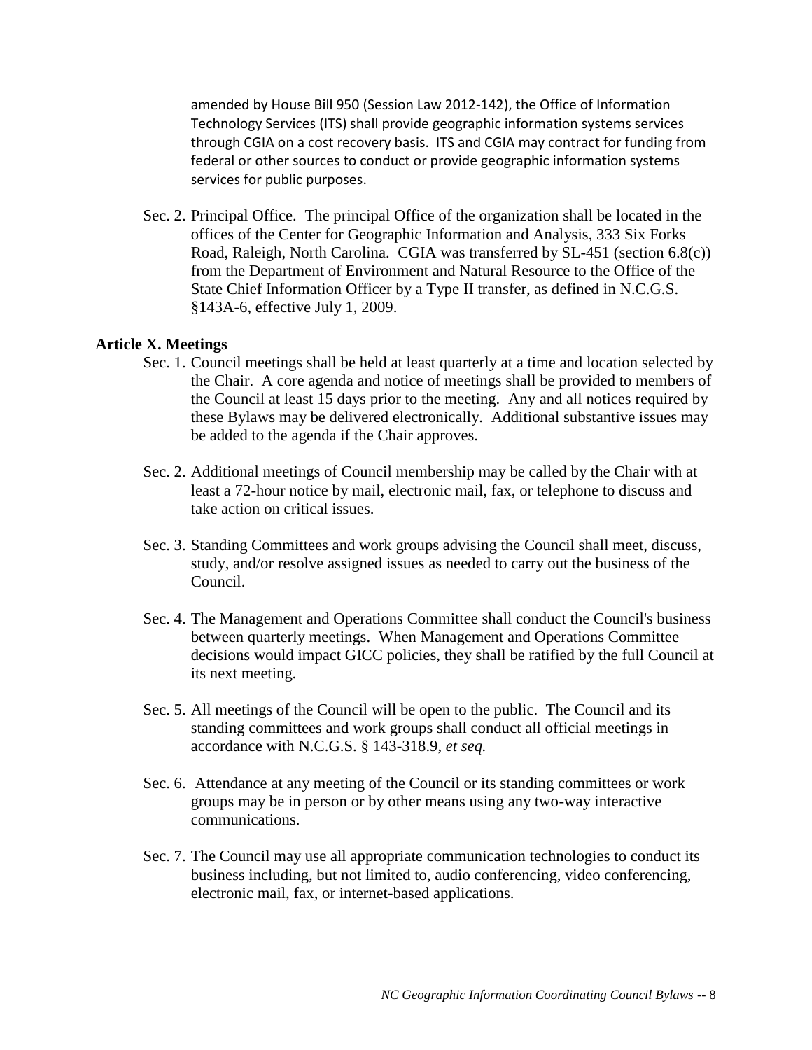amended by House Bill 950 (Session Law 2012-142), the Office of Information Technology Services (ITS) shall provide geographic information systems services through CGIA on a cost recovery basis. ITS and CGIA may contract for funding from federal or other sources to conduct or provide geographic information systems services for public purposes.

Sec. 2. Principal Office. The principal Office of the organization shall be located in the offices of the Center for Geographic Information and Analysis, 333 Six Forks Road, Raleigh, North Carolina. CGIA was transferred by SL-451 (section 6.8(c)) from the Department of Environment and Natural Resource to the Office of the State Chief Information Officer by a Type II transfer, as defined in N.C.G.S. §143A-6, effective July 1, 2009.

**Article X. Meetings**

Sec. 1. Council meetings shall be held at least quarterly at a time and location selected by the Chair. A core agenda and notice of meetings shall be provided to members of the Council at least 15 days prior to the meeting. Any and all notices required by these Bylaws may be delivered electronically. Additional substantive issues may be added to the agenda if the Chair approves.

Sec. 2. Additional meetings of Council membership may be called by the Chair with at least a 72-hour notice by mail, electronic mail, fax, or telephone to discuss and take action on critical issues.

Sec. 3. Standing Committees and work groups advising the Council shall meet, discuss, study, and/or resolve assigned issues as needed to carry out the business of the Council.

Sec. 4. The Management and Operations Committee shall conduct the Council's business between quarterly meetings. When Management and Operations Committee decisions would impact GICC policies, they shall be ratified by the full Council at its next meeting.

Sec. 5. All meetings of the Council will be open to the public. The Council and its standing committees and work groups shall conduct all official meetings in accordance with N.C.G.S. § 143-318.9, *et seq.*

Sec. 6. Attendance at any meeting of the Council or its standing committees or work groups may be in person or by other means using any two-way interactive communications.

Sec. 7. The Council may use all appropriate communication technologies to conduct its business including, but not limited to, audio conferencing, video conferencing, electronic mail, fax, or internet-based applications.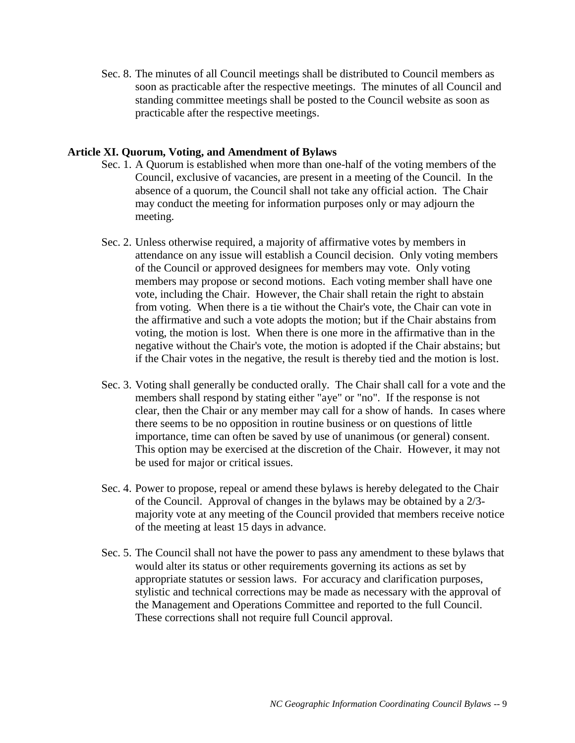Sec. 8. The minutes of all Council meetings shall be distributed to Council members as soon as practicable after the respective meetings. The minutes of all Council and standing committee meetings shall be posted to the Council website as soon as practicable after the respective meetings.

**Article XI. Quorum, Voting, and Amendment of Bylaws**

Sec. 1. A Quorum is established when more than one-half of the voting members of the Council, exclusive of vacancies, are present in a meeting of the Council. In the absence of a quorum, the Council shall not take any official action. The Chair may conduct the meeting for information purposes only or may adjourn the meeting.

Sec. 2. Unless otherwise required, a majority of affirmative votes by members in attendance on any issue will establish a Council decision. Only voting members of the Council or approved designees for members may vote. Only voting members may propose or second motions. Each voting member shall have one vote, including the Chair. However, the Chair shall retain the right to abstain from voting. When there is a tie without the Chair's vote, the Chair can vote in the affirmative and such a vote adopts the motion; but if the Chair abstains from voting, the motion is lost. When there is one more in the affirmative than in the negative without the Chair's vote, the motion is adopted if the Chair abstains; but if the Chair votes in the negative, the result is thereby tied and the motion is lost.

Sec. 3. Voting shall generally be conducted orally. The Chair shall call for a vote and the members shall respond by stating either "aye" or "no". If the response is not clear, then the Chair or any member may call for a show of hands. In cases where there seems to be no opposition in routine business or on questions of little importance, time can often be saved by use of unanimous (or general) consent. This option may be exercised at the discretion of the Chair. However, it may not be used for major or critical issues.

Sec. 4. Power to propose, repeal or amend these bylaws is hereby delegated to the Chair of the Council. Approval of changes in the bylaws may be obtained by a 2/3-majority vote at any meeting of the Council provided that members receive notice of the meeting at least 15 days in advance.

Sec. 5. The Council shall not have the power to pass any amendment to these bylaws that would alter its status or other requirements governing its actions as set by appropriate statutes or session laws. For accuracy and clarification purposes, stylistic and technical corrections may be made as necessary with the approval of the Management and Operations Committee and reported to the full Council. These corrections shall not require full Council approval.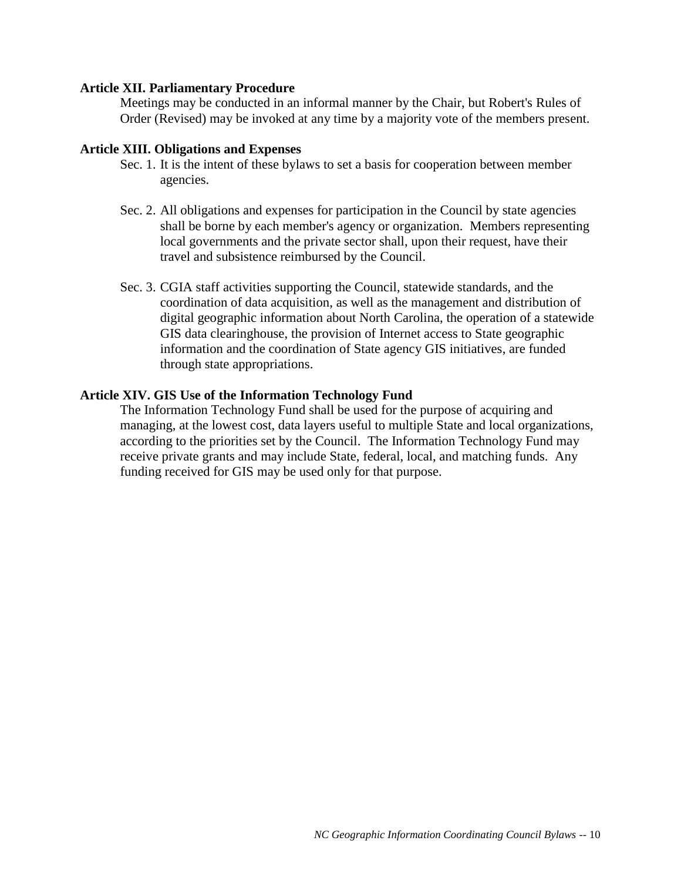**Article XII. Parliamentary Procedure**

Meetings may be conducted in an informal manner by the Chair, but Robert's Rules of Order (Revised) may be invoked at any time by a majority vote of the members present.

**Article XIII. Obligations and Expenses**

Sec. 1. It is the intent of these bylaws to set a basis for cooperation between member agencies.

Sec. 2. All obligations and expenses for participation in the Council by state agencies shall be borne by each member's agency or organization. Members representing local governments and the private sector shall, upon their request, have their travel and subsistence reimbursed by the Council.

Sec. 3. CGIA staff activities supporting the Council, statewide standards, and the coordination of data acquisition, as well as the management and distribution of digital geographic information about North Carolina, the operation of a statewide GIS data clearinghouse, the provision of Internet access to State geographic information and the coordination of State agency GIS initiatives, are funded through state appropriations.

**Article XIV. GIS Use of the Information Technology Fund**

The Information Technology Fund shall be used for the purpose of acquiring and managing, at the lowest cost, data layers useful to multiple State and local organizations, according to the priorities set by the Council. The Information Technology Fund may receive private grants and may include State, federal, local, and matching funds. Any funding received for GIS may be used only for that purpose.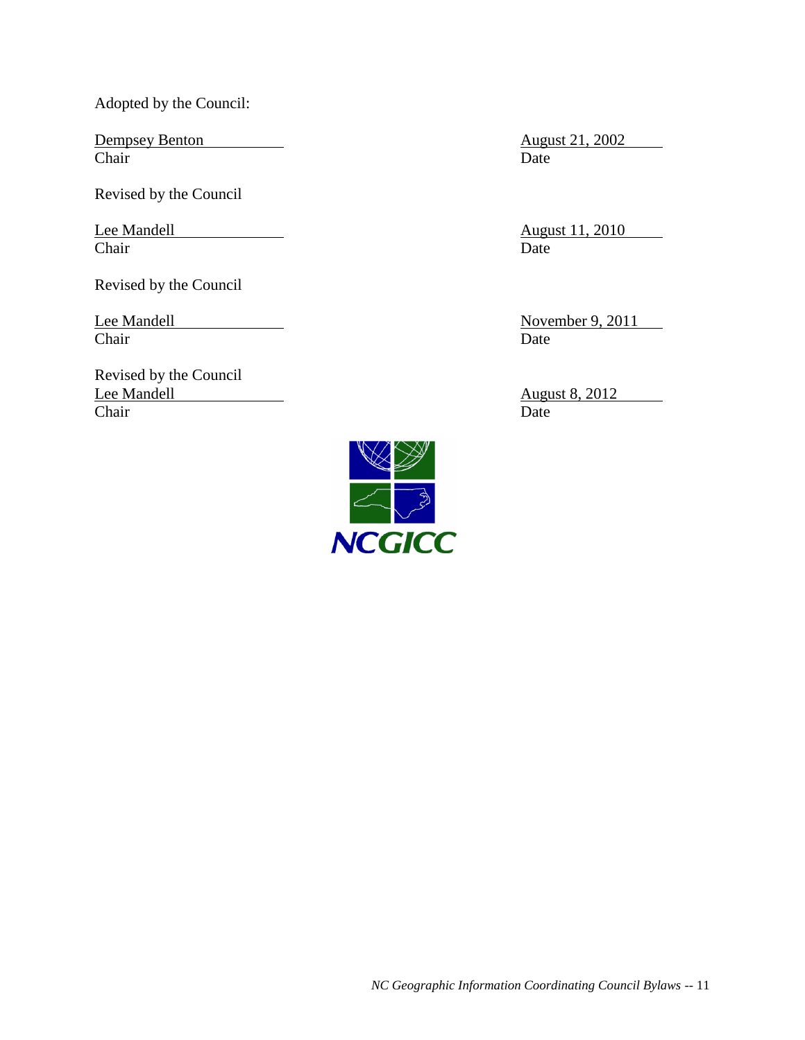Adopted by the Council:

| | |
|---|---|
| Dempsey Benton | August 21, 2002 |
| Chair | Date |

Revised by the Council

| | |
|---|---|
| Lee Mandell | August 11, 2010 |
| Chair | Date |

Revised by the Council

| | |
|---|---|
| Lee Mandell | November 9, 2011 |
| Chair | Date |

Revised by the Council

| | |
|---|---|
| Lee Mandell | August 8, 2012 |
| Chair | Date |

NCGICC